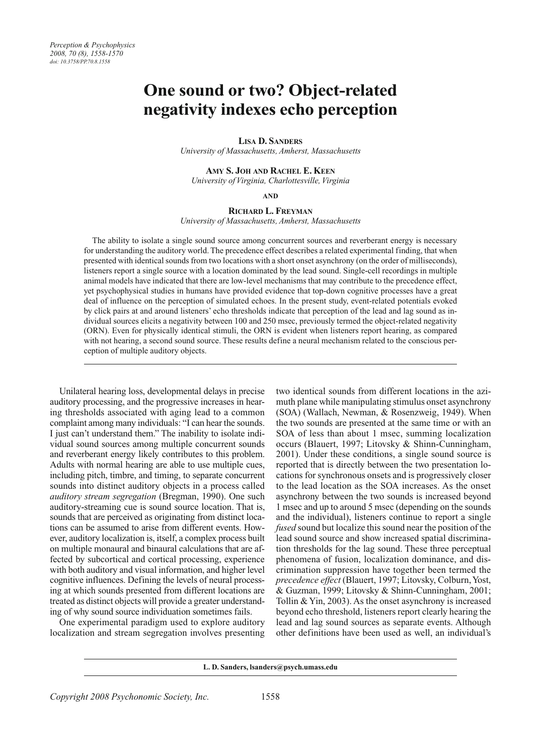# One sound or two? Object-related negativity indexes echo perception

**Lisa D. Sanders**
*University of Massachusetts, Amherst, Massachusetts*

**Amy S. Joh and Rachel E. Keen**
*University of Virginia, Charlottesville, Virginia*

**and**

**Richard L. Freyman**
*University of Massachusetts, Amherst, Massachusetts*

The ability to isolate a single sound source among concurrent sources and reverberant energy is necessary for understanding the auditory world. The precedence effect describes a related experimental finding, that when presented with identical sounds from two locations with a short onset asynchrony (on the order of milliseconds), listeners report a single source with a location dominated by the lead sound. Single-cell recordings in multiple animal models have indicated that there are low-level mechanisms that may contribute to the precedence effect, yet psychophysical studies in humans have provided evidence that top-down cognitive processes have a great deal of influence on the perception of simulated echoes. In the present study, event-related potentials evoked by click pairs at and around listeners' echo thresholds indicate that perception of the lead and lag sound as individual sources elicits a negativity between 100 and 250 msec, previously termed the object-related negativity (ORN). Even for physically identical stimuli, the ORN is evident when listeners report hearing, as compared with not hearing, a second sound source. These results define a neural mechanism related to the conscious perception of multiple auditory objects.

Unilateral hearing loss, developmental delays in precise auditory processing, and the progressive increases in hearing thresholds associated with aging lead to a common complaint among many individuals: "I can hear the sounds. I just can't understand them." The inability to isolate individual sound sources among multiple concurrent sounds and reverberant energy likely contributes to this problem. Adults with normal hearing are able to use multiple cues, including pitch, timbre, and timing, to separate concurrent sounds into distinct auditory objects in a process called *auditory stream segregation* (Bregman, 1990). One such auditory-streaming cue is sound source location. That is, sounds that are perceived as originating from distinct locations can be assumed to arise from different events. However, auditory localization is, itself, a complex process built on multiple monaural and binaural calculations that are affected by subcortical and cortical processing, experience with both auditory and visual information, and higher level cognitive influences. Defining the levels of neural processing at which sounds presented from different locations are treated as distinct objects will provide a greater understanding of why sound source individuation sometimes fails.

One experimental paradigm used to explore auditory localization and stream segregation involves presenting two identical sounds from different locations in the azimuth plane while manipulating stimulus onset asynchrony (SOA) (Wallach, Newman, & Rosenzweig, 1949). When the two sounds are presented at the same time or with an SOA of less than about 1 msec, summing localization occurs (Blauert, 1997; Litovsky & Shinn-Cunningham, 2001). Under these conditions, a single sound source is reported that is directly between the two presentation locations for synchronous onsets and is progressively closer to the lead location as the SOA increases. As the onset asynchrony between the two sounds is increased beyond 1 msec and up to around 5 msec (depending on the sounds and the individual), listeners continue to report a single *fused* sound but localize this sound near the position of the lead sound source and show increased spatial discrimination thresholds for the lag sound. These three perceptual phenomena of fusion, localization dominance, and discrimination suppression have together been termed the *precedence effect* (Blauert, 1997; Litovsky, Colburn, Yost, & Guzman, 1999; Litovsky & Shinn-Cunningham, 2001; Tollin & Yin, 2003). As the onset asynchrony is increased beyond echo threshold, listeners report clearly hearing the lead and lag sound sources as separate events. Although other definitions have been used as well, an individual's

**L. D. Sanders, lsanders@psych.umass.edu**

*Copyright 2008 Psychonomic Society, Inc.*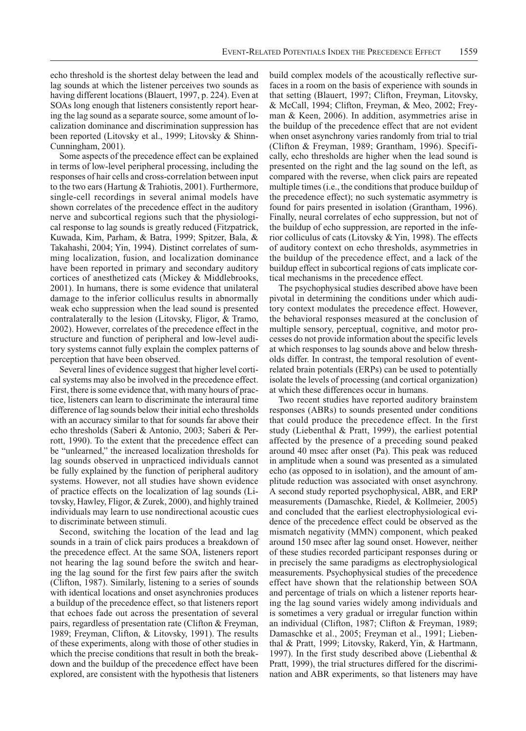echo threshold is the shortest delay between the lead and lag sounds at which the listener perceives two sounds as having different locations (Blauert, 1997, p. 224). Even at SOAs long enough that listeners consistently report hearing the lag sound as a separate source, some amount of localization dominance and discrimination suppression has been reported (Litovsky et al., 1999; Litovsky & Shinn-Cunningham, 2001).

Some aspects of the precedence effect can be explained in terms of low-level peripheral processing, including the responses of hair cells and cross-correlation between input to the two ears (Hartung & Trahiotis, 2001). Furthermore, single-cell recordings in several animal models have shown correlates of the precedence effect in the auditory nerve and subcortical regions such that the physiological response to lag sounds is greatly reduced (Fitzpatrick, Kuwada, Kim, Parham, & Batra, 1999; Spitzer, Bala, & Takahashi, 2004; Yin, 1994). Distinct correlates of summing localization, fusion, and localization dominance have been reported in primary and secondary auditory cortices of anesthetized cats (Mickey & Middlebrooks, 2001). In humans, there is some evidence that unilateral damage to the inferior colliculus results in abnormally weak echo suppression when the lead sound is presented contralaterally to the lesion (Litovsky, Fligor, & Tramo, 2002). However, correlates of the precedence effect in the structure and function of peripheral and low-level auditory systems cannot fully explain the complex patterns of perception that have been observed.

Several lines of evidence suggest that higher level cortical systems may also be involved in the precedence effect. First, there is some evidence that, with many hours of practice, listeners can learn to discriminate the interaural time difference of lag sounds below their initial echo thresholds with an accuracy similar to that for sounds far above their echo thresholds (Saberi & Antonio, 2003; Saberi & Perrott, 1990). To the extent that the precedence effect can be "unlearned," the increased localization thresholds for lag sounds observed in unpracticed individuals cannot be fully explained by the function of peripheral auditory systems. However, not all studies have shown evidence of practice effects on the localization of lag sounds (Litovsky, Hawley, Fligor, & Zurek, 2000), and highly trained individuals may learn to use nondirectional acoustic cues to discriminate between stimuli.

Second, switching the location of the lead and lag sounds in a train of click pairs produces a breakdown of the precedence effect. At the same SOA, listeners report not hearing the lag sound before the switch and hearing the lag sound for the first few pairs after the switch (Clifton, 1987). Similarly, listening to a series of sounds with identical locations and onset asynchronies produces a buildup of the precedence effect, so that listeners report that echoes fade out across the presentation of several pairs, regardless of presentation rate (Clifton & Freyman, 1989; Freyman, Clifton, & Litovsky, 1991). The results of these experiments, along with those of other studies in which the precise conditions that result in both the breakdown and the buildup of the precedence effect have been explored, are consistent with the hypothesis that listeners build complex models of the acoustically reflective surfaces in a room on the basis of experience with sounds in that setting (Blauert, 1997; Clifton, Freyman, Litovsky, & McCall, 1994; Clifton, Freyman, & Meo, 2002; Freyman & Keen, 2006). In addition, asymmetries arise in the buildup of the precedence effect that are not evident when onset asynchrony varies randomly from trial to trial (Clifton & Freyman, 1989; Grantham, 1996). Specifically, echo thresholds are higher when the lead sound is presented on the right and the lag sound on the left, as compared with the reverse, when click pairs are repeated multiple times (i.e., the conditions that produce buildup of the precedence effect); no such systematic asymmetry is found for pairs presented in isolation (Grantham, 1996). Finally, neural correlates of echo suppression, but not of the buildup of echo suppression, are reported in the inferior colliculus of cats (Litovsky & Yin, 1998). The effects of auditory context on echo thresholds, asymmetries in the buildup of the precedence effect, and a lack of the buildup effect in subcortical regions of cats implicate cortical mechanisms in the precedence effect.

The psychophysical studies described above have been pivotal in determining the conditions under which auditory context modulates the precedence effect. However, the behavioral responses measured at the conclusion of multiple sensory, perceptual, cognitive, and motor processes do not provide information about the specific levels at which responses to lag sounds above and below thresholds differ. In contrast, the temporal resolution of event-related brain potentials (ERPs) can be used to potentially isolate the levels of processing (and cortical organization) at which these differences occur in humans.

Two recent studies have reported auditory brainstem responses (ABRs) to sounds presented under conditions that could produce the precedence effect. In the first study (Liebenthal & Pratt, 1999), the earliest potential affected by the presence of a preceding sound peaked around 40 msec after onset (Pa). This peak was reduced in amplitude when a sound was presented as a simulated echo (as opposed to in isolation), and the amount of amplitude reduction was associated with onset asynchrony. A second study reported psychophysical, ABR, and ERP measurements (Damaschke, Riedel, & Kollmeier, 2005) and concluded that the earliest electrophysiological evidence of the precedence effect could be observed as the mismatch negativity (MMN) component, which peaked around 150 msec after lag sound onset. However, neither of these studies recorded participant responses during or in precisely the same paradigms as electrophysiological measurements. Psychophysical studies of the precedence effect have shown that the relationship between SOA and percentage of trials on which a listener reports hearing the lag sound varies widely among individuals and is sometimes a very gradual or irregular function within an individual (Clifton, 1987; Clifton & Freyman, 1989; Damaschke et al., 2005; Freyman et al., 1991; Liebenthal & Pratt, 1999; Litovsky, Rakerd, Yin, & Hartmann, 1997). In the first study described above (Liebenthal & Pratt, 1999), the trial structures differed for the discrimination and ABR experiments, so that listeners may have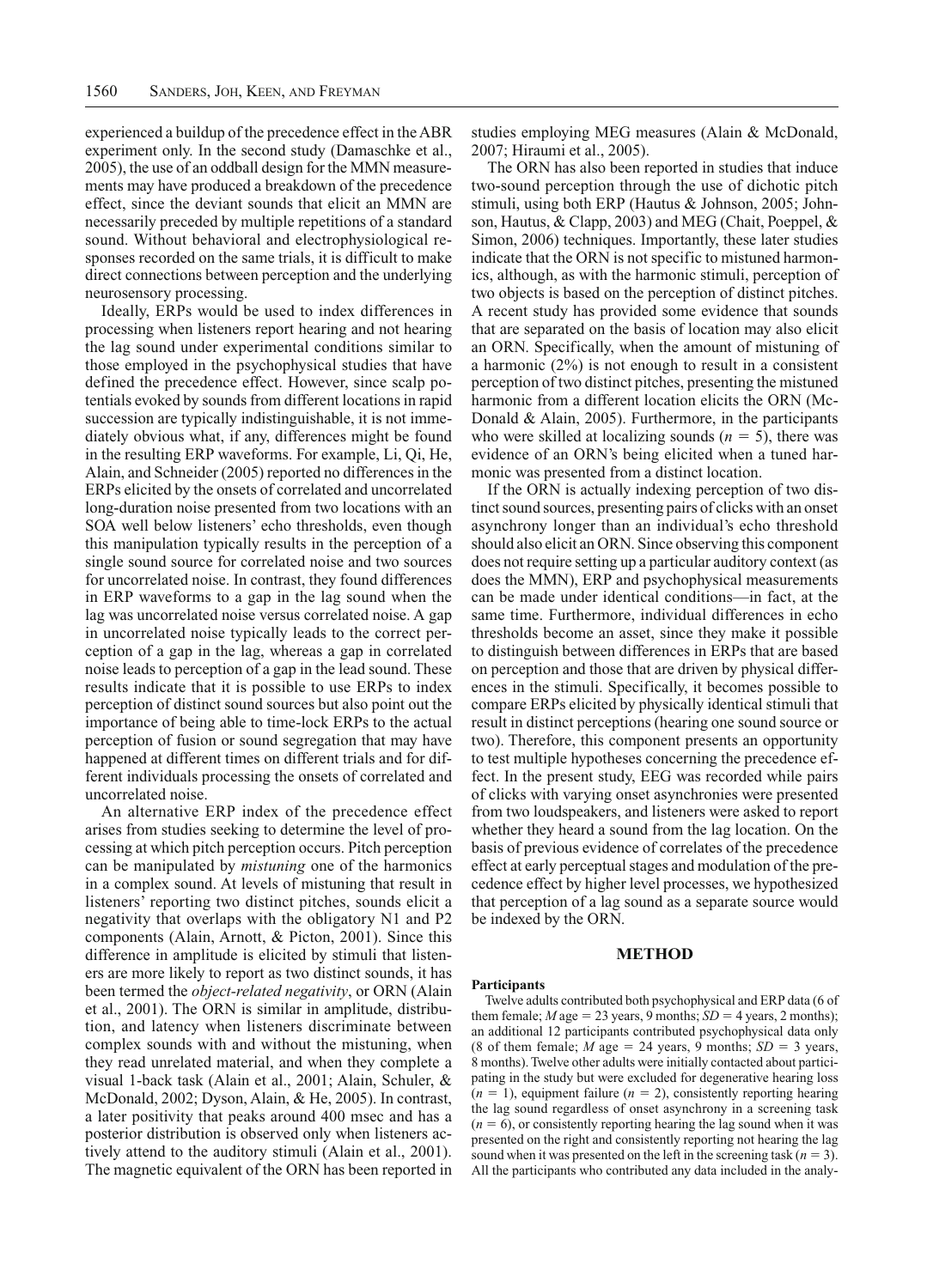experienced a buildup of the precedence effect in the ABR experiment only. In the second study (Damaschke et al., 2005), the use of an oddball design for the MMN measurements may have produced a breakdown of the precedence effect, since the deviant sounds that elicit an MMN are necessarily preceded by multiple repetitions of a standard sound. Without behavioral and electrophysiological responses recorded on the same trials, it is difficult to make direct connections between perception and the underlying neurosensory processing.

Ideally, ERPs would be used to index differences in processing when listeners report hearing and not hearing the lag sound under experimental conditions similar to those employed in the psychophysical studies that have defined the precedence effect. However, since scalp potentials evoked by sounds from different locations in rapid succession are typically indistinguishable, it is not immediately obvious what, if any, differences might be found in the resulting ERP waveforms. For example, Li, Qi, He, Alain, and Schneider (2005) reported no differences in the ERPs elicited by the onsets of correlated and uncorrelated long-duration noise presented from two locations with an SOA well below listeners' echo thresholds, even though this manipulation typically results in the perception of a single sound source for correlated noise and two sources for uncorrelated noise. In contrast, they found differences in ERP waveforms to a gap in the lag sound when the lag was uncorrelated noise versus correlated noise. A gap in uncorrelated noise typically leads to the correct perception of a gap in the lag, whereas a gap in correlated noise leads to perception of a gap in the lead sound. These results indicate that it is possible to use ERPs to index perception of distinct sound sources but also point out the importance of being able to time-lock ERPs to the actual perception of fusion or sound segregation that may have happened at different times on different trials and for different individuals processing the onsets of correlated and uncorrelated noise.

An alternative ERP index of the precedence effect arises from studies seeking to determine the level of processing at which pitch perception occurs. Pitch perception can be manipulated by *mistuning* one of the harmonics in a complex sound. At levels of mistuning that result in listeners' reporting two distinct pitches, sounds elicit a negativity that overlaps with the obligatory N1 and P2 components (Alain, Arnott, & Picton, 2001). Since this difference in amplitude is elicited by stimuli that listeners are more likely to report as two distinct sounds, it has been termed the *object-related negativity*, or ORN (Alain et al., 2001). The ORN is similar in amplitude, distribution, and latency when listeners discriminate between complex sounds with and without the mistuning, when they read unrelated material, and when they complete a visual 1-back task (Alain et al., 2001; Alain, Schuler, & McDonald, 2002; Dyson, Alain, & He, 2005). In contrast, a later positivity that peaks around 400 msec and has a posterior distribution is observed only when listeners actively attend to the auditory stimuli (Alain et al., 2001). The magnetic equivalent of the ORN has been reported in studies employing MEG measures (Alain & McDonald, 2007; Hiraumi et al., 2005).

The ORN has also been reported in studies that induce two-sound perception through the use of dichotic pitch stimuli, using both ERP (Hautus & Johnson, 2005; Johnson, Hautus, & Clapp, 2003) and MEG (Chait, Poeppel, & Simon, 2006) techniques. Importantly, these later studies indicate that the ORN is not specific to mistuned harmonics, although, as with the harmonic stimuli, perception of two objects is based on the perception of distinct pitches. A recent study has provided some evidence that sounds that are separated on the basis of location may also elicit an ORN. Specifically, when the amount of mistuning of a harmonic (2%) is not enough to result in a consistent perception of two distinct pitches, presenting the mistuned harmonic from a different location elicits the ORN (McDonald & Alain, 2005). Furthermore, in the participants who were skilled at localizing sounds ($n = 5$), there was evidence of an ORN's being elicited when a tuned harmonic was presented from a distinct location.

If the ORN is actually indexing perception of two distinct sound sources, presenting pairs of clicks with an onset asynchrony longer than an individual's echo threshold should also elicit an ORN. Since observing this component does not require setting up a particular auditory context (as does the MMN), ERP and psychophysical measurements can be made under identical conditions—in fact, at the same time. Furthermore, individual differences in echo thresholds become an asset, since they make it possible to distinguish between differences in ERPs that are based on perception and those that are driven by physical differences in the stimuli. Specifically, it becomes possible to compare ERPs elicited by physically identical stimuli that result in distinct perceptions (hearing one sound source or two). Therefore, this component presents an opportunity to test multiple hypotheses concerning the precedence effect. In the present study, EEG was recorded while pairs of clicks with varying onset asynchronies were presented from two loudspeakers, and listeners were asked to report whether they heard a sound from the lag location. On the basis of previous evidence of correlates of the precedence effect at early perceptual stages and modulation of the precedence effect by higher level processes, we hypothesized that perception of a lag sound as a separate source would be indexed by the ORN.

## METHOD

### Participants

Twelve adults contributed both psychophysical and ERP data (6 of them female; $M$ age = 23 years, 9 months; $SD$ = 4 years, 2 months); an additional 12 participants contributed psychophysical data only (8 of them female; $M$ age = 24 years, 9 months; $SD$ = 3 years, 8 months). Twelve other adults were initially contacted about participating in the study but were excluded for degenerative hearing loss ($n = 1$), equipment failure ($n = 2$), consistently reporting hearing the lag sound regardless of onset asynchrony in a screening task ($n = 6$), or consistently reporting hearing the lag sound when it was presented on the right and consistently reporting not hearing the lag sound when it was presented on the left in the screening task ($n = 3$). All the participants who contributed any data included in the analy-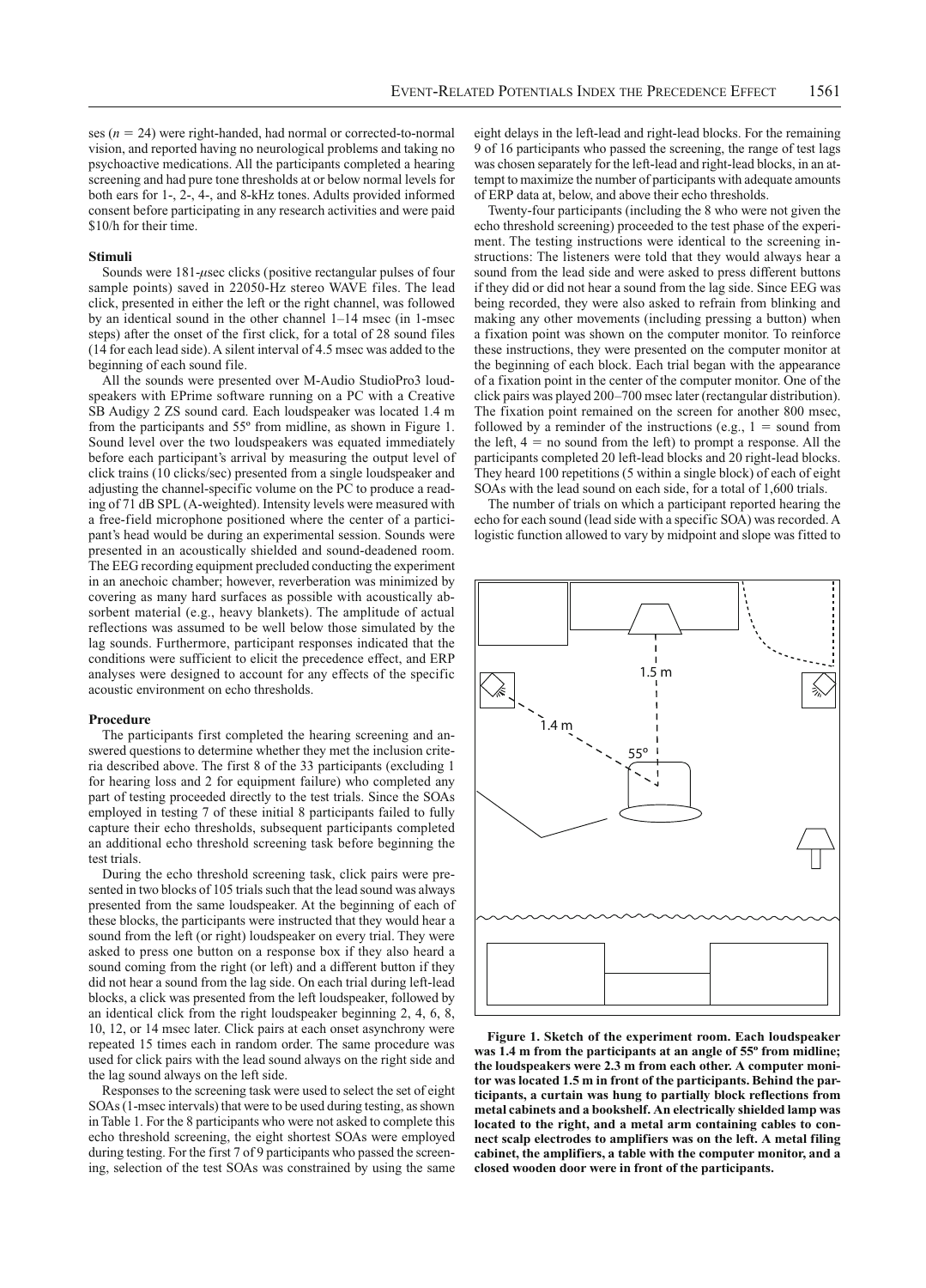ses ($n = 24$) were right-handed, had normal or corrected-to-normal vision, and reported having no neurological problems and taking no psychoactive medications. All the participants completed a hearing screening and had pure tone thresholds at or below normal levels for both ears for 1-, 2-, 4-, and 8-kHz tones. Adults provided informed consent before participating in any research activities and were paid $10/h for their time.

### Stimuli

Sounds were 181-$\mu$sec clicks (positive rectangular pulses of four sample points) saved in 22050-Hz stereo WAVE files. The lead click, presented in either the left or the right channel, was followed by an identical sound in the other channel 1–14 msec (in 1-msec steps) after the onset of the first click, for a total of 28 sound files (14 for each lead side). A silent interval of 4.5 msec was added to the beginning of each sound file.

All the sounds were presented over M-Audio StudioPro3 loudspeakers with EPrime software running on a PC with a Creative SB Audigy 2 ZS sound card. Each loudspeaker was located 1.4 m from the participants and 55º from midline, as shown in Figure 1. Sound level over the two loudspeakers was equated immediately before each participant's arrival by measuring the output level of click trains (10 clicks/sec) presented from a single loudspeaker and adjusting the channel-specific volume on the PC to produce a reading of 71 dB SPL (A-weighted). Intensity levels were measured with a free-field microphone positioned where the center of a participant's head would be during an experimental session. Sounds were presented in an acoustically shielded and sound-deadened room. The EEG recording equipment precluded conducting the experiment in an anechoic chamber; however, reverberation was minimized by covering as many hard surfaces as possible with acoustically absorbent material (e.g., heavy blankets). The amplitude of actual reflections was assumed to be well below those simulated by the lag sounds. Furthermore, participant responses indicated that the conditions were sufficient to elicit the precedence effect, and ERP analyses were designed to account for any effects of the specific acoustic environment on echo thresholds.

### Procedure

The participants first completed the hearing screening and answered questions to determine whether they met the inclusion criteria described above. The first 8 of the 33 participants (excluding 1 for hearing loss and 2 for equipment failure) who completed any part of testing proceeded directly to the test trials. Since the SOAs employed in testing 7 of these initial 8 participants failed to fully capture their echo thresholds, subsequent participants completed an additional echo threshold screening task before beginning the test trials.

During the echo threshold screening task, click pairs were presented in two blocks of 105 trials such that the lead sound was always presented from the same loudspeaker. At the beginning of each of these blocks, the participants were instructed that they would hear a sound from the left (or right) loudspeaker on every trial. They were asked to press one button on a response box if they also heard a sound coming from the right (or left) and a different button if they did not hear a sound from the lag side. On each trial during left-lead blocks, a click was presented from the left loudspeaker, followed by an identical click from the right loudspeaker beginning 2, 4, 6, 8, 10, 12, or 14 msec later. Click pairs at each onset asynchrony were repeated 15 times each in random order. The same procedure was used for click pairs with the lead sound always on the right side and the lag sound always on the left side.

Responses to the screening task were used to select the set of eight SOAs (1-msec intervals) that were to be used during testing, as shown in Table 1. For the 8 participants who were not asked to complete this echo threshold screening, the eight shortest SOAs were employed during testing. For the first 7 of 9 participants who passed the screening, selection of the test SOAs was constrained by using the same eight delays in the left-lead and right-lead blocks. For the remaining 9 of 16 participants who passed the screening, the range of test lags was chosen separately for the left-lead and right-lead blocks, in an attempt to maximize the number of participants with adequate amounts of ERP data at, below, and above their echo thresholds.

Twenty-four participants (including the 8 who were not given the echo threshold screening) proceeded to the test phase of the experiment. The testing instructions were identical to the screening instructions: The listeners were told that they would always hear a sound from the lead side and were asked to press different buttons if they did or did not hear a sound from the lag side. Since EEG was being recorded, they were also asked to refrain from blinking and making any other movements (including pressing a button) when a fixation point was shown on the computer monitor. To reinforce these instructions, they were presented on the computer monitor at the beginning of each block. Each trial began with the appearance of a fixation point in the center of the computer monitor. One of the click pairs was played 200–700 msec later (rectangular distribution). The fixation point remained on the screen for another 800 msec, followed by a reminder of the instructions (e.g., 1 = sound from the left, 4 = no sound from the left) to prompt a response. All the participants completed 20 left-lead blocks and 20 right-lead blocks. They heard 100 repetitions (5 within a single block) of each of eight SOAs with the lead sound on each side, for a total of 1,600 trials.

The number of trials on which a participant reported hearing the echo for each sound (lead side with a specific SOA) was recorded. A logistic function allowed to vary by midpoint and slope was fitted to

**Figure 1. Sketch of the experiment room. Each loudspeaker was 1.4 m from the participants at an angle of 55º from midline; the loudspeakers were 2.3 m from each other. A computer monitor was located 1.5 m in front of the participants. Behind the participants, a curtain was hung to partially block reflections from metal cabinets and a bookshelf. An electrically shielded lamp was located to the right, and a metal arm containing cables to connect scalp electrodes to amplifiers was on the left. A metal filing cabinet, the amplifiers, a table with the computer monitor, and a closed wooden door were in front of the participants.**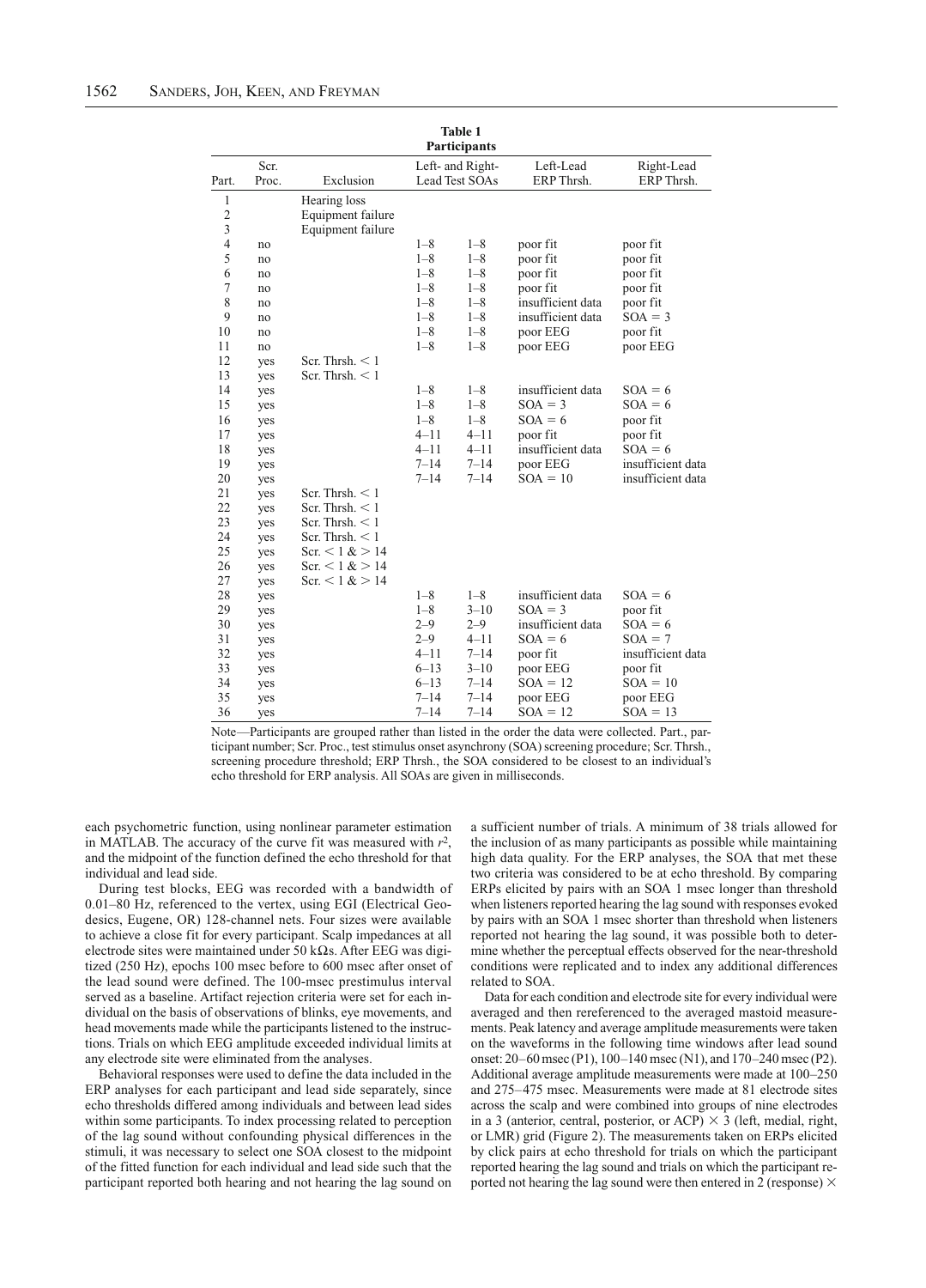**Table 1**
**Participants**

| Part. | Scr. Proc. | Exclusion | Left- and Right-Lead Test SOAs | | Left-Lead ERP Thrsh. | Right-Lead ERP Thrsh. |
|---|---|---|---|---|---|---|
| 1 | | Hearing loss | | | | |
| 2 | | Equipment failure | | | | |
| 3 | | Equipment failure | | | | |
| 4 | no | | 1–8 | 1–8 | poor fit | poor fit |
| 5 | no | | 1–8 | 1–8 | poor fit | poor fit |
| 6 | no | | 1–8 | 1–8 | poor fit | poor fit |
| 7 | no | | 1–8 | 1–8 | poor fit | poor fit |
| 8 | no | | 1–8 | 1–8 | insufficient data | poor fit |
| 9 | no | | 1–8 | 1–8 | insufficient data | SOA = 3 |
| 10 | no | | 1–8 | 1–8 | poor EEG | poor fit |
| 11 | no | | 1–8 | 1–8 | poor EEG | poor EEG |
| 12 | yes | Scr. Thrsh. < 1 | | | | |
| 13 | yes | Scr. Thrsh. < 1 | | | | |
| 14 | yes | | 1–8 | 1–8 | insufficient data | SOA = 6 |
| 15 | yes | | 1–8 | 1–8 | SOA = 3 | SOA = 6 |
| 16 | yes | | 1–8 | 1–8 | SOA = 6 | poor fit |
| 17 | yes | | 4–11 | 4–11 | poor fit | poor fit |
| 18 | yes | | 4–11 | 4–11 | insufficient data | SOA = 6 |
| 19 | yes | | 7–14 | 7–14 | poor EEG | insufficient data |
| 20 | yes | | 7–14 | 7–14 | SOA = 10 | insufficient data |
| 21 | yes | Scr. Thrsh. < 1 | | | | |
| 22 | yes | Scr. Thrsh. < 1 | | | | |
| 23 | yes | Scr. Thrsh. < 1 | | | | |
| 24 | yes | Scr. Thrsh. < 1 | | | | |
| 25 | yes | Scr. < 1 & > 14 | | | | |
| 26 | yes | Scr. < 1 & > 14 | | | | |
| 27 | yes | Scr. < 1 & > 14 | | | | |
| 28 | yes | | 1–8 | 1–8 | insufficient data | SOA = 6 |
| 29 | yes | | 1–8 | 3–10 | SOA = 3 | poor fit |
| 30 | yes | | 2–9 | 2–9 | insufficient data | SOA = 6 |
| 31 | yes | | 2–9 | 4–11 | SOA = 6 | SOA = 7 |
| 32 | yes | | 4–11 | 7–14 | poor fit | insufficient data |
| 33 | yes | | 6–13 | 3–10 | poor EEG | poor fit |
| 34 | yes | | 6–13 | 7–14 | SOA = 12 | SOA = 10 |
| 35 | yes | | 7–14 | 7–14 | poor EEG | poor EEG |
| 36 | yes | | 7–14 | 7–14 | SOA = 12 | SOA = 13 |

Note—Participants are grouped rather than listed in the order the data were collected. Part., participant number; Scr. Proc., test stimulus onset asynchrony (SOA) screening procedure; Scr. Thrsh., screening procedure threshold; ERP Thrsh., the SOA considered to be closest to an individual's echo threshold for ERP analysis. All SOAs are given in milliseconds.

each psychometric function, using nonlinear parameter estimation in MATLAB. The accuracy of the curve fit was measured with $r^2$, and the midpoint of the function defined the echo threshold for that individual and lead side.

During test blocks, EEG was recorded with a bandwidth of 0.01–80 Hz, referenced to the vertex, using EGI (Electrical Geodesics, Eugene, OR) 128-channel nets. Four sizes were available to achieve a close fit for every participant. Scalp impedances at all electrode sites were maintained under 50 kΩs. After EEG was digitized (250 Hz), epochs 100 msec before to 600 msec after onset of the lead sound were defined. The 100-msec prestimulus interval served as a baseline. Artifact rejection criteria were set for each individual on the basis of observations of blinks, eye movements, and head movements made while the participants listened to the instructions. Trials on which EEG amplitude exceeded individual limits at any electrode site were eliminated from the analyses.

Behavioral responses were used to define the data included in the ERP analyses for each participant and lead side separately, since echo thresholds differed among individuals and between lead sides within some participants. To index processing related to perception of the lag sound without confounding physical differences in the stimuli, it was necessary to select one SOA closest to the midpoint of the fitted function for each individual and lead side such that the participant reported both hearing and not hearing the lag sound on a sufficient number of trials. A minimum of 38 trials allowed for the inclusion of as many participants as possible while maintaining high data quality. For the ERP analyses, the SOA that met these two criteria was considered to be at echo threshold. By comparing ERPs elicited by pairs with an SOA 1 msec longer than threshold when listeners reported hearing the lag sound with responses evoked by pairs with an SOA 1 msec shorter than threshold when listeners reported not hearing the lag sound, it was possible both to determine whether the perceptual effects observed for the near-threshold conditions were replicated and to index any additional differences related to SOA.

Data for each condition and electrode site for every individual were averaged and then rereferenced to the averaged mastoid measurements. Peak latency and average amplitude measurements were taken on the waveforms in the following time windows after lead sound onset: 20–60 msec (P1), 100–140 msec (N1), and 170–240 msec (P2). Additional average amplitude measurements were made at 100–250 and 275–475 msec. Measurements were made at 81 electrode sites across the scalp and were combined into groups of nine electrodes in a 3 (anterior, central, posterior, or ACP) × 3 (left, medial, right, or LMR) grid (Figure 2). The measurements taken on ERPs elicited by click pairs at echo threshold for trials on which the participant reported hearing the lag sound and trials on which the participant reported not hearing the lag sound were then entered in 2 (response) ×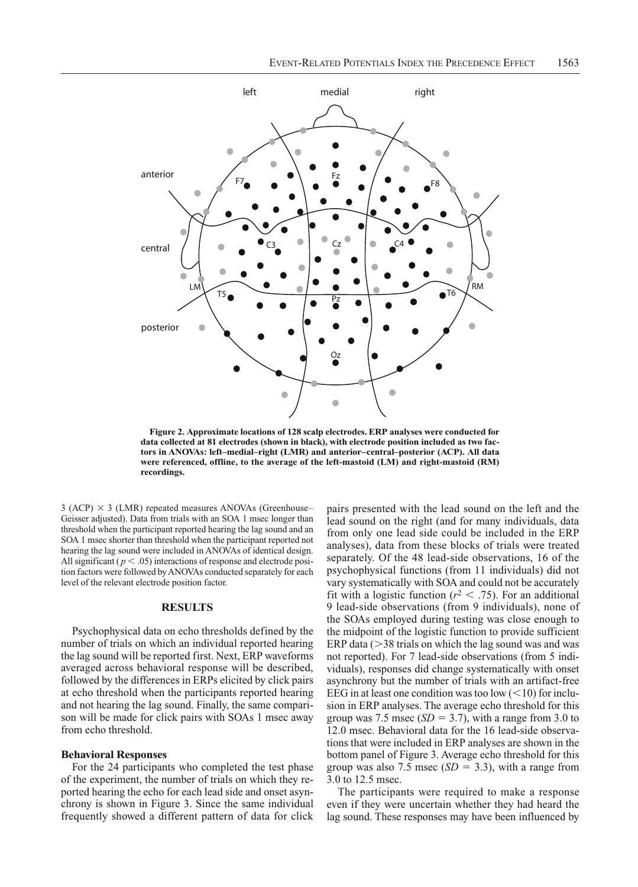Figure 2. Approximate locations of 128 scalp electrodes. ERP analyses were conducted for data collected at 81 electrodes (shown in black), with electrode position included as two factors in ANOVAs: left–medial–right (LMR) and anterior–central–posterior (ACP). All data were referenced, offline, to the average of the left-mastoid (LM) and right-mastoid (RM) recordings.

3 (ACP) × 3 (LMR) repeated measures ANOVAs (Greenhouse–Geisser adjusted). Data from trials with an SOA 1 msec longer than threshold when the participant reported hearing the lag sound and an SOA 1 msec shorter than threshold when the participant reported not hearing the lag sound were included in ANOVAs of identical design. All significant ($p < .05$) interactions of response and electrode position factors were followed by ANOVAs conducted separately for each level of the relevant electrode position factor.

## RESULTS

Psychophysical data on echo thresholds defined by the number of trials on which an individual reported hearing the lag sound will be reported first. Next, ERP waveforms averaged across behavioral response will be described, followed by the differences in ERPs elicited by click pairs at echo threshold when the participants reported hearing and not hearing the lag sound. Finally, the same comparison will be made for click pairs with SOAs 1 msec away from echo threshold.

### Behavioral Responses

For the 24 participants who completed the test phase of the experiment, the number of trials on which they reported hearing the echo for each lead side and onset asynchrony is shown in Figure 3. Since the same individual frequently showed a different pattern of data for click pairs presented with the lead sound on the left and the lead sound on the right (and for many individuals, data from only one lead side could be included in the ERP analyses), data from these blocks of trials were treated separately. Of the 48 lead-side observations, 16 of the psychophysical functions (from 11 individuals) did not vary systematically with SOA and could not be accurately fit with a logistic function ($r^2 < .75$). For an additional 9 lead-side observations (from 9 individuals), none of the SOAs employed during testing was close enough to the midpoint of the logistic function to provide sufficient ERP data (>38 trials on which the lag sound was and was not reported). For 7 lead-side observations (from 5 individuals), responses did change systematically with onset asynchrony but the number of trials with an artifact-free EEG in at least one condition was too low (<10) for inclusion in ERP analyses. The average echo threshold for this group was 7.5 msec ($SD = 3.7$), with a range from 3.0 to 12.0 msec. Behavioral data for the 16 lead-side observations that were included in ERP analyses are shown in the bottom panel of Figure 3. Average echo threshold for this group was also 7.5 msec ($SD = 3.3$), with a range from 3.0 to 12.5 msec.

The participants were required to make a response even if they were uncertain whether they had heard the lag sound. These responses may have been influenced by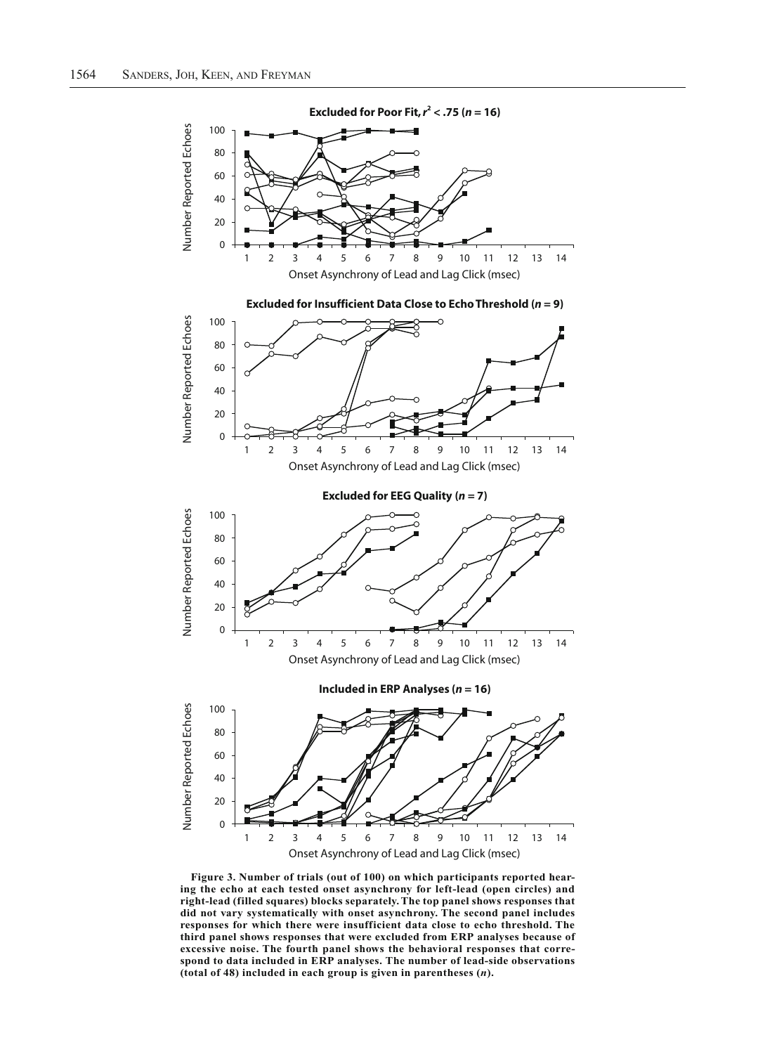**Figure 3. Number of trials (out of 100) on which participants reported hearing the echo at each tested onset asynchrony for left-lead (open circles) and right-lead (filled squares) blocks separately. The top panel shows responses that did not vary systematically with onset asynchrony. The second panel includes responses for which there were insufficient data close to echo threshold. The third panel shows responses that were excluded from ERP analyses because of excessive noise. The fourth panel shows the behavioral responses that correspond to data included in ERP analyses. The number of lead-side observations (total of 48) included in each group is given in parentheses (*n*).**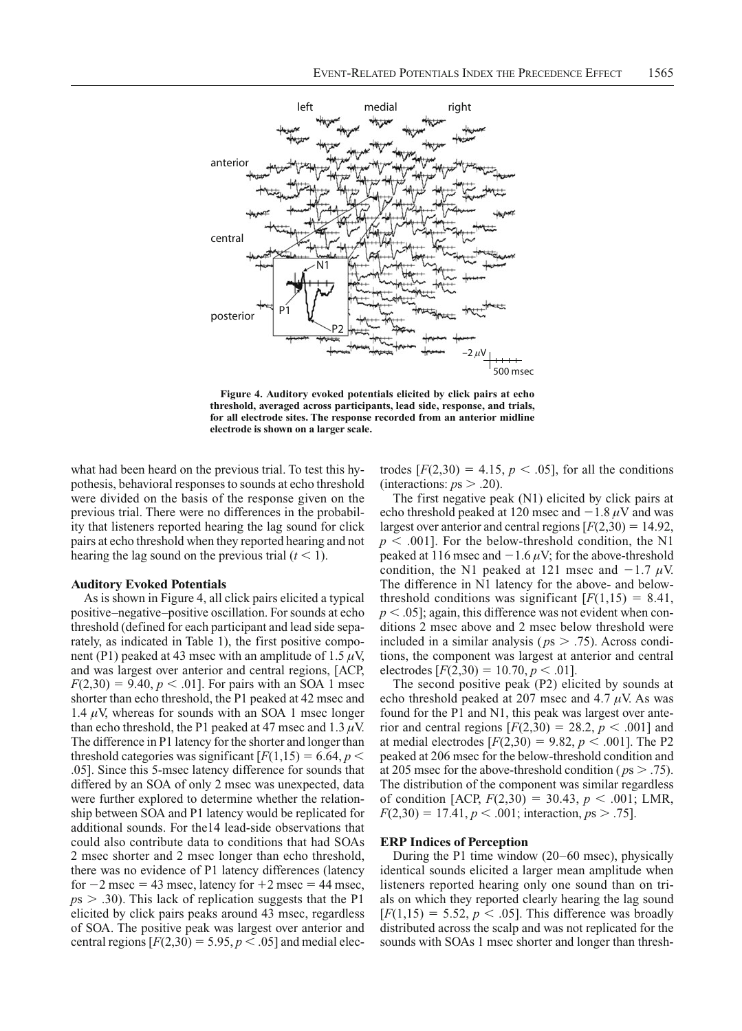**Figure 4. Auditory evoked potentials elicited by click pairs at echo threshold, averaged across participants, lead side, response, and trials, for all electrode sites. The response recorded from an anterior midline electrode is shown on a larger scale.**

what had been heard on the previous trial. To test this hypothesis, behavioral responses to sounds at echo threshold were divided on the basis of the response given on the previous trial. There were no differences in the probability that listeners reported hearing the lag sound for click pairs at echo threshold when they reported hearing and not hearing the lag sound on the previous trial ($t < 1$).

### Auditory Evoked Potentials

As is shown in Figure 4, all click pairs elicited a typical positive–negative–positive oscillation. For sounds at echo threshold (defined for each participant and lead side separately, as indicated in Table 1), the first positive component (P1) peaked at 43 msec with an amplitude of 1.5 $\mu$V, and was largest over anterior and central regions, [ACP, $F(2,30) = 9.40$, $p < .01$]. For pairs with an SOA 1 msec shorter than echo threshold, the P1 peaked at 42 msec and 1.4 $\mu$V, whereas for sounds with an SOA 1 msec longer than echo threshold, the P1 peaked at 47 msec and 1.3 $\mu$V. The difference in P1 latency for the shorter and longer than threshold categories was significant [$F(1,15) = 6.64$, $p < .05$]. Since this 5-msec latency difference for sounds that differed by an SOA of only 2 msec was unexpected, data were further explored to determine whether the relationship between SOA and P1 latency would be replicated for additional sounds. For the14 lead-side observations that could also contribute data to conditions that had SOAs 2 msec shorter and 2 msec longer than echo threshold, there was no evidence of P1 latency differences (latency for $-2$ msec = 43 msec, latency for $+2$ msec = 44 msec, $ps > .30$). This lack of replication suggests that the P1 elicited by click pairs peaks around 43 msec, regardless of SOA. The positive peak was largest over anterior and central regions [$F(2,30) = 5.95$, $p < .05$] and medial electrodes [$F(2,30) = 4.15$, $p < .05$], for all the conditions (interactions: $ps > .20$).

The first negative peak (N1) elicited by click pairs at echo threshold peaked at 120 msec and $-1.8$ $\mu$V and was largest over anterior and central regions [$F(2,30) = 14.92$, $p < .001$]. For the below-threshold condition, the N1 peaked at 116 msec and $-1.6$ $\mu$V; for the above-threshold condition, the N1 peaked at 121 msec and $-1.7$ $\mu$V. The difference in N1 latency for the above- and below-threshold conditions was significant [$F(1,15) = 8.41$, $p < .05$]; again, this difference was not evident when conditions 2 msec above and 2 msec below threshold were included in a similar analysis ($ps > .75$). Across conditions, the component was largest at anterior and central electrodes [$F(2,30) = 10.70$, $p < .01$].

The second positive peak (P2) elicited by sounds at echo threshold peaked at 207 msec and 4.7 $\mu$V. As was found for the P1 and N1, this peak was largest over anterior and central regions [$F(2,30) = 28.2$, $p < .001$] and at medial electrodes [$F(2,30) = 9.82$, $p < .001$]. The P2 peaked at 206 msec for the below-threshold condition and at 205 msec for the above-threshold condition ($ps > .75$). The distribution of the component was similar regardless of condition [ACP, $F(2,30) = 30.43$, $p < .001$; LMR, $F(2,30) = 17.41$, $p < .001$; interaction, $ps > .75$].

### ERP Indices of Perception

During the P1 time window (20–60 msec), physically identical sounds elicited a larger mean amplitude when listeners reported hearing only one sound than on trials on which they reported clearly hearing the lag sound [$F(1,15) = 5.52$, $p < .05$]. This difference was broadly distributed across the scalp and was not replicated for the sounds with SOAs 1 msec shorter and longer than thresh-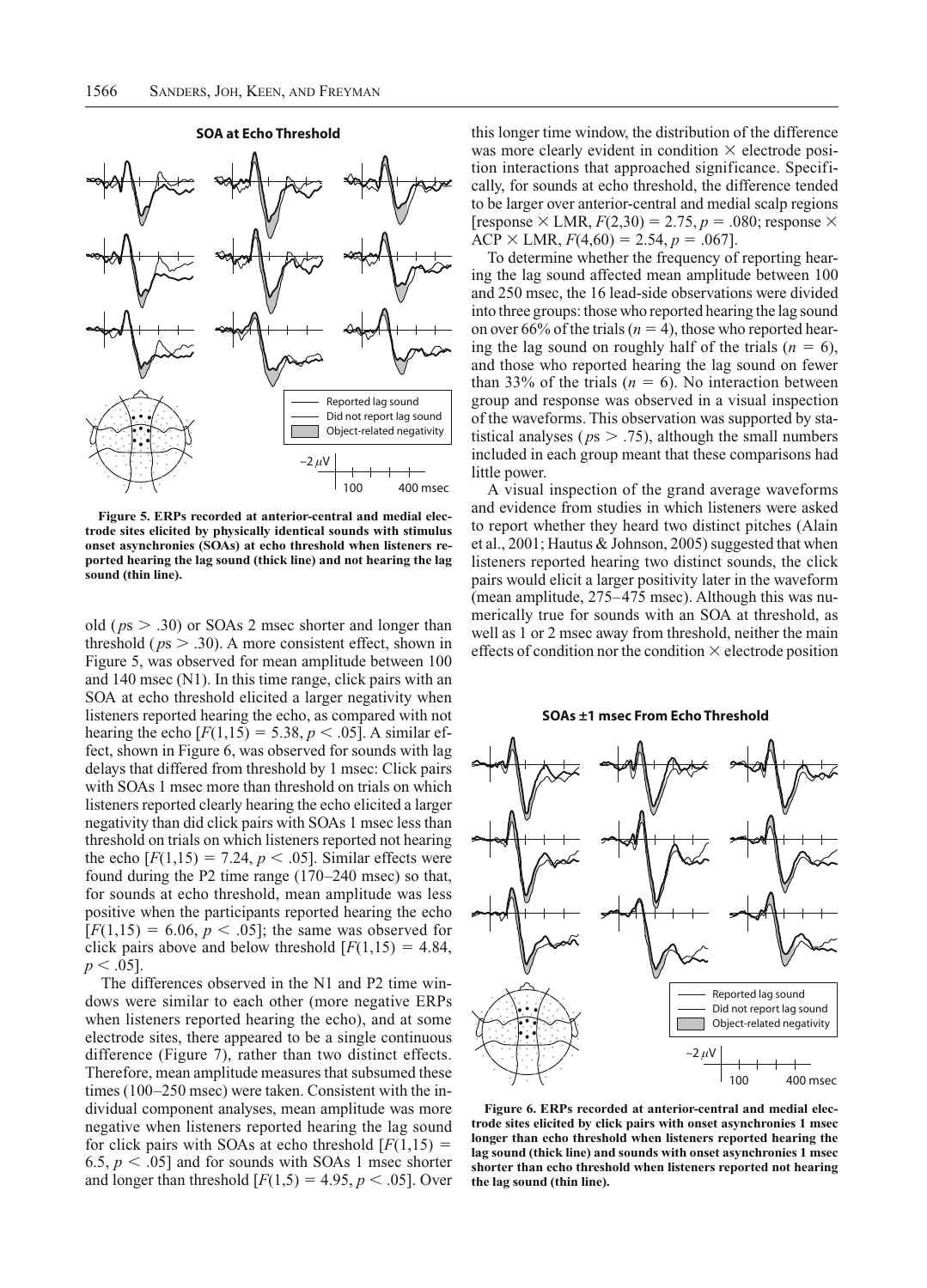**SOA at Echo Threshold**

Figure 5. ERPs recorded at anterior-central and medial electrode sites elicited by physically identical sounds with stimulus onset asynchronies (SOAs) at echo threshold when listeners reported hearing the lag sound (thick line) and not hearing the lag sound (thin line).

old ($p$s $>$ .30) or SOAs 2 msec shorter and longer than threshold ($p$s $>$ .30). A more consistent effect, shown in Figure 5, was observed for mean amplitude between 100 and 140 msec (N1). In this time range, click pairs with an SOA at echo threshold elicited a larger negativity when listeners reported hearing the echo, as compared with not hearing the echo [$F(1,15) = 5.38$, $p < .05$]. A similar effect, shown in Figure 6, was observed for sounds with lag delays that differed from threshold by 1 msec: Click pairs with SOAs 1 msec more than threshold on trials on which listeners reported clearly hearing the echo elicited a larger negativity than did click pairs with SOAs 1 msec less than threshold on trials on which listeners reported not hearing the echo [$F(1,15) = 7.24$, $p < .05$]. Similar effects were found during the P2 time range (170–240 msec) so that, for sounds at echo threshold, mean amplitude was less positive when the participants reported hearing the echo [$F(1,15) = 6.06$, $p < .05$]; the same was observed for click pairs above and below threshold [$F(1,15) = 4.84$, $p < .05$].

The differences observed in the N1 and P2 time windows were similar to each other (more negative ERPs when listeners reported hearing the echo), and at some electrode sites, there appeared to be a single continuous difference (Figure 7), rather than two distinct effects. Therefore, mean amplitude measures that subsumed these times (100–250 msec) were taken. Consistent with the individual component analyses, mean amplitude was more negative when listeners reported hearing the lag sound for click pairs with SOAs at echo threshold [$F(1,15) = 6.5$, $p < .05$] and for sounds with SOAs 1 msec shorter and longer than threshold [$F(1,5) = 4.95$, $p < .05$]. Over this longer time window, the distribution of the difference was more clearly evident in condition × electrode position interactions that approached significance. Specifically, for sounds at echo threshold, the difference tended to be larger over anterior-central and medial scalp regions [response × LMR, $F(2,30) = 2.75$, $p = .080$; response × ACP × LMR, $F(4,60) = 2.54$, $p = .067$].

To determine whether the frequency of reporting hearing the lag sound affected mean amplitude between 100 and 250 msec, the 16 lead-side observations were divided into three groups: those who reported hearing the lag sound on over 66% of the trials ($n = 4$), those who reported hearing the lag sound on roughly half of the trials ($n = 6$), and those who reported hearing the lag sound on fewer than 33% of the trials ($n = 6$). No interaction between group and response was observed in a visual inspection of the waveforms. This observation was supported by statistical analyses ($p$s $>$ .75), although the small numbers included in each group meant that these comparisons had little power.

A visual inspection of the grand average waveforms and evidence from studies in which listeners were asked to report whether they heard two distinct pitches (Alain et al., 2001; Hautus & Johnson, 2005) suggested that when listeners reported hearing two distinct sounds, the click pairs would elicit a larger positivity later in the waveform (mean amplitude, 275–475 msec). Although this was numerically true for sounds with an SOA at threshold, as well as 1 or 2 msec away from threshold, neither the main effects of condition nor the condition × electrode position

**SOAs ±1 msec From Echo Threshold**

Figure 6. ERPs recorded at anterior-central and medial electrode sites elicited by click pairs with onset asynchronies 1 msec longer than echo threshold when listeners reported hearing the lag sound (thick line) and sounds with onset asynchronies 1 msec shorter than echo threshold when listeners reported not hearing the lag sound (thin line).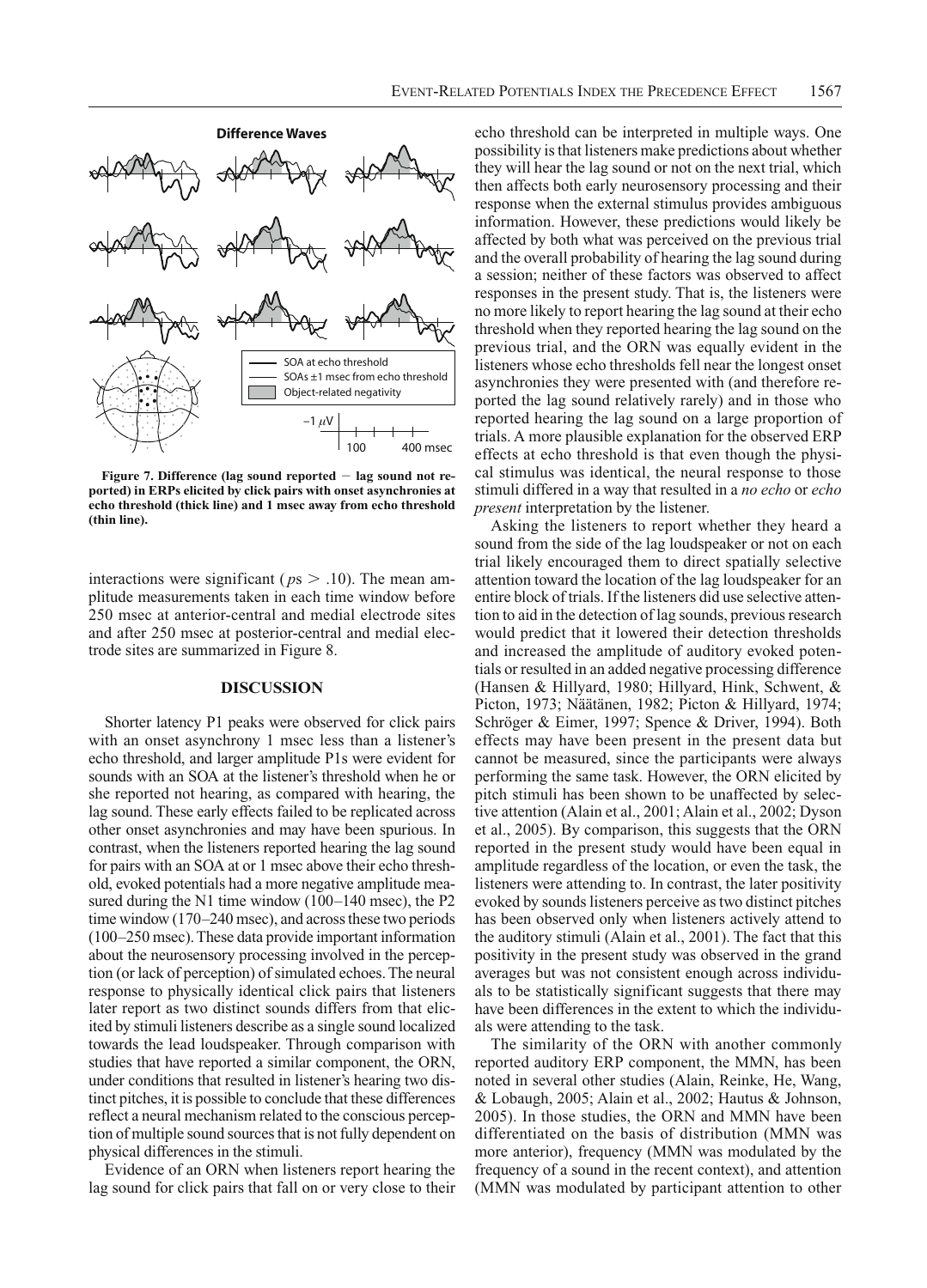**Figure 7. Difference (lag sound reported − lag sound not reported) in ERPs elicited by click pairs with onset asynchronies at echo threshold (thick line) and 1 msec away from echo threshold (thin line).**

interactions were significant ($ps > .10$). The mean amplitude measurements taken in each time window before 250 msec at anterior-central and medial electrode sites and after 250 msec at posterior-central and medial electrode sites are summarized in Figure 8.

## DISCUSSION

Shorter latency P1 peaks were observed for click pairs with an onset asynchrony 1 msec less than a listener's echo threshold, and larger amplitude P1s were evident for sounds with an SOA at the listener's threshold when he or she reported not hearing, as compared with hearing, the lag sound. These early effects failed to be replicated across other onset asynchronies and may have been spurious. In contrast, when the listeners reported hearing the lag sound for pairs with an SOA at or 1 msec above their echo threshold, evoked potentials had a more negative amplitude measured during the N1 time window (100–140 msec), the P2 time window (170–240 msec), and across these two periods (100–250 msec). These data provide important information about the neurosensory processing involved in the perception (or lack of perception) of simulated echoes. The neural response to physically identical click pairs that listeners later report as two distinct sounds differs from that elicited by stimuli listeners describe as a single sound localized towards the lead loudspeaker. Through comparison with studies that have reported a similar component, the ORN, under conditions that resulted in listener's hearing two distinct pitches, it is possible to conclude that these differences reflect a neural mechanism related to the conscious perception of multiple sound sources that is not fully dependent on physical differences in the stimuli.

Evidence of an ORN when listeners report hearing the lag sound for click pairs that fall on or very close to their echo threshold can be interpreted in multiple ways. One possibility is that listeners make predictions about whether they will hear the lag sound or not on the next trial, which then affects both early neurosensory processing and their response when the external stimulus provides ambiguous information. However, these predictions would likely be affected by both what was perceived on the previous trial and the overall probability of hearing the lag sound during a session; neither of these factors was observed to affect responses in the present study. That is, the listeners were no more likely to report hearing the lag sound at their echo threshold when they reported hearing the lag sound on the previous trial, and the ORN was equally evident in the listeners whose echo thresholds fell near the longest onset asynchronies they were presented with (and therefore reported the lag sound relatively rarely) and in those who reported hearing the lag sound on a large proportion of trials. A more plausible explanation for the observed ERP effects at echo threshold is that even though the physical stimulus was identical, the neural response to those stimuli differed in a way that resulted in a *no echo* or *echo present* interpretation by the listener.

Asking the listeners to report whether they heard a sound from the side of the lag loudspeaker or not on each trial likely encouraged them to direct spatially selective attention toward the location of the lag loudspeaker for an entire block of trials. If the listeners did use selective attention to aid in the detection of lag sounds, previous research would predict that it lowered their detection thresholds and increased the amplitude of auditory evoked potentials or resulted in an added negative processing difference (Hansen & Hillyard, 1980; Hillyard, Hink, Schwent, & Picton, 1973; Näätänen, 1982; Picton & Hillyard, 1974; Schröger & Eimer, 1997; Spence & Driver, 1994). Both effects may have been present in the present data but cannot be measured, since the participants were always performing the same task. However, the ORN elicited by pitch stimuli has been shown to be unaffected by selective attention (Alain et al., 2001; Alain et al., 2002; Dyson et al., 2005). By comparison, this suggests that the ORN reported in the present study would have been equal in amplitude regardless of the location, or even the task, the listeners were attending to. In contrast, the later positivity evoked by sounds listeners perceive as two distinct pitches has been observed only when listeners actively attend to the auditory stimuli (Alain et al., 2001). The fact that this positivity in the present study was observed in the grand averages but was not consistent enough across individuals to be statistically significant suggests that there may have been differences in the extent to which the individuals were attending to the task.

The similarity of the ORN with another commonly reported auditory ERP component, the MMN, has been noted in several other studies (Alain, Reinke, He, Wang, & Lobaugh, 2005; Alain et al., 2002; Hautus & Johnson, 2005). In those studies, the ORN and MMN have been differentiated on the basis of distribution (MMN was more anterior), frequency (MMN was modulated by the frequency of a sound in the recent context), and attention (MMN was modulated by participant attention to other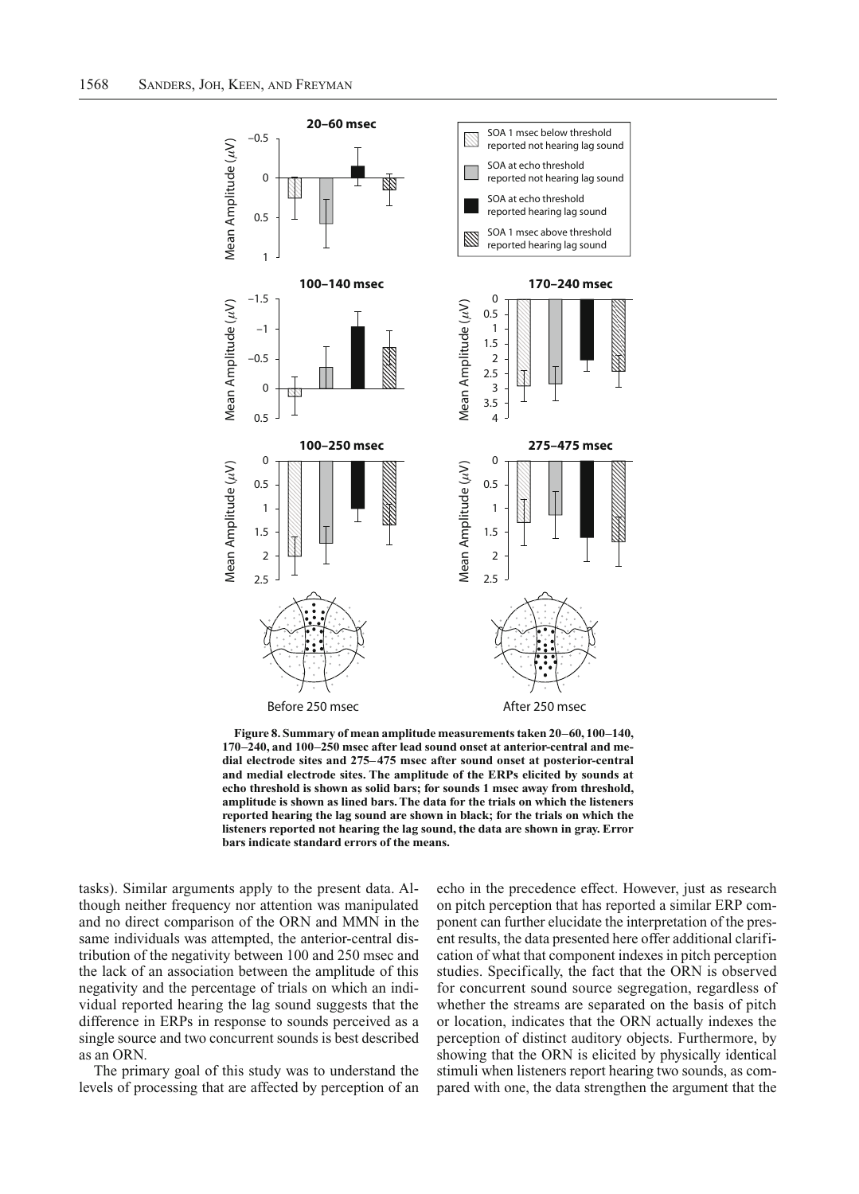**Figure 8. Summary of mean amplitude measurements taken 20–60, 100–140, 170–240, and 100–250 msec after lead sound onset at anterior-central and medial electrode sites and 275–475 msec after sound onset at posterior-central and medial electrode sites. The amplitude of the ERPs elicited by sounds at echo threshold is shown as solid bars; for sounds 1 msec away from threshold, amplitude is shown as lined bars. The data for the trials on which the listeners reported hearing the lag sound are shown in black; for the trials on which the listeners reported not hearing the lag sound, the data are shown in gray. Error bars indicate standard errors of the means.**

tasks). Similar arguments apply to the present data. Although neither frequency nor attention was manipulated and no direct comparison of the ORN and MMN in the same individuals was attempted, the anterior-central distribution of the negativity between 100 and 250 msec and the lack of an association between the amplitude of this negativity and the percentage of trials on which an individual reported hearing the lag sound suggests that the difference in ERPs in response to sounds perceived as a single source and two concurrent sounds is best described as an ORN.

The primary goal of this study was to understand the levels of processing that are affected by perception of an echo in the precedence effect. However, just as research on pitch perception that has reported a similar ERP component can further elucidate the interpretation of the present results, the data presented here offer additional clarification of what that component indexes in pitch perception studies. Specifically, the fact that the ORN is observed for concurrent sound source segregation, regardless of whether the streams are separated on the basis of pitch or location, indicates that the ORN actually indexes the perception of distinct auditory objects. Furthermore, by showing that the ORN is elicited by physically identical stimuli when listeners report hearing two sounds, as compared with one, the data strengthen the argument that the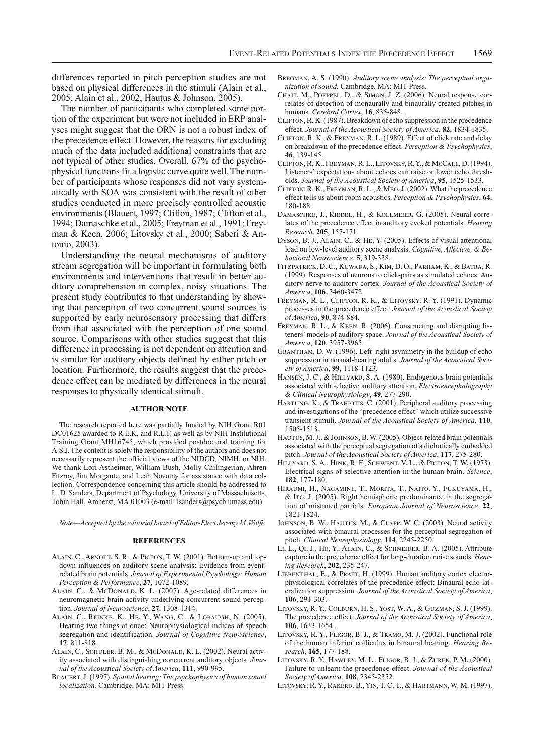differences reported in pitch perception studies are not based on physical differences in the stimuli (Alain et al., 2005; Alain et al., 2002; Hautus & Johnson, 2005).

The number of participants who completed some portion of the experiment but were not included in ERP analyses might suggest that the ORN is not a robust index of the precedence effect. However, the reasons for excluding much of the data included additional constraints that are not typical of other studies. Overall, 67% of the psychophysical functions fit a logistic curve quite well. The number of participants whose responses did not vary systematically with SOA was consistent with the result of other studies conducted in more precisely controlled acoustic environments (Blauert, 1997; Clifton, 1987; Clifton et al., 1994; Damaschke et al., 2005; Freyman et al., 1991; Freyman & Keen, 2006; Litovsky et al., 2000; Saberi & Antonio, 2003).

Understanding the neural mechanisms of auditory stream segregation will be important in formulating both environments and interventions that result in better auditory comprehension in complex, noisy situations. The present study contributes to that understanding by showing that perception of two concurrent sound sources is supported by early neurosensory processing that differs from that associated with the perception of one sound source. Comparisons with other studies suggest that this difference in processing is not dependent on attention and is similar for auditory objects defined by either pitch or location. Furthermore, the results suggest that the precedence effect can be mediated by differences in the neural responses to physically identical stimuli.

## AUTHOR NOTE

The research reported here was partially funded by NIH Grant R01 DC01625 awarded to R.E.K. and R.L.F. as well as by NIH Institutional Training Grant MH16745, which provided postdoctoral training for A.S.J. The content is solely the responsibility of the authors and does not necessarily represent the official views of the NIDCD, NIMH, or NIH. We thank Lori Astheimer, William Bush, Molly Chilingerian, Ahren Fitzroy, Jim Morgante, and Leah Novotny for assistance with data collection. Correspondence concerning this article should be addressed to L. D. Sanders, Department of Psychology, University of Massachusetts, Tobin Hall, Amherst, MA 01003 (e-mail: lsanders@psych.umass.edu).

*Note—Accepted by the editorial board of Editor-Elect Jeremy M. Wolfe.*

## REFERENCES

Alain, C., Arnott, S. R., & Picton, T. W. (2001). Bottom-up and top-down influences on auditory scene analysis: Evidence from event-related brain potentials. *Journal of Experimental Psychology: Human Perception & Performance*, **27**, 1072-1089.

Alain, C., & McDonald, K. L. (2007). Age-related differences in neuromagnetic brain activity underlying concurrent sound perception. *Journal of Neuroscience*, **27**, 1308-1314.

Alain, C., Reinke, K., He, Y., Wang, C., & Lobaugh, N. (2005). Hearing two things at once: Neurophysiological indices of speech segregation and identification. *Journal of Cognitive Neuroscience*, **17**, 811-818.

Alain, C., Schuler, B. M., & McDonald, K. L. (2002). Neural activity associated with distinguishing concurrent auditory objects. *Journal of the Acoustical Society of America*, **111**, 990-995.

Blauert, J. (1997). *Spatial hearing: The psychophysics of human sound localization.* Cambridge, MA: MIT Press.

Bregman, A. S. (1990). *Auditory scene analysis: The perceptual organization of sound.* Cambridge, MA: MIT Press.

Chait, M., Poeppel, D., & Simon, J. Z. (2006). Neural response correlates of detection of monaurally and binaurally created pitches in humans. *Cerebral Cortex*, **16**, 835-848.

Clifton, R. K. (1987). Breakdown of echo suppression in the precedence effect. *Journal of the Acoustical Society of America*, **82**, 1834-1835.

Clifton, R. K., & Freyman, R. L. (1989). Effect of click rate and delay on breakdown of the precedence effect. *Perception & Psychophysics*, **46**, 139-145.

Clifton, R. K., Freyman, R. L., Litovsky, R. Y., & McCall, D. (1994). Listeners' expectations about echoes can raise or lower echo thresholds. *Journal of the Acoustical Society of America*, **95**, 1525-1533.

Clifton, R. K., Freyman, R. L., & Meo, J. (2002). What the precedence effect tells us about room acoustics. *Perception & Psychophysics*, **64**, 180-188.

Damaschke, J., Riedel, H., & Kollmeier, G. (2005). Neural correlates of the precedence effect in auditory evoked potentials. *Hearing Research*, **205**, 157-171.

Dyson, B. J., Alain, C., & He, Y. (2005). Effects of visual attentional load on low-level auditory scene analysis. *Cognitive, Affective, & Behavioral Neuroscience*, **5**, 319-338.

Fitzpatrick, D. C., Kuwada, S., Kim, D. O., Parham, K., & Batra, R. (1999). Responses of neurons to click-pairs as simulated echoes: Auditory nerve to auditory cortex. *Journal of the Acoustical Society of America*, **106**, 3460-3472.

Freyman, R. L., Clifton, R. K., & Litovsky, R. Y. (1991). Dynamic processes in the precedence effect. *Journal of the Acoustical Society of America*, **90**, 874-884.

Freyman, R. L., & Keen, R. (2006). Constructing and disrupting listeners' models of auditory space. *Journal of the Acoustical Society of America*, **120**, 3957-3965.

Grantham, D. W. (1996). Left–right asymmetry in the buildup of echo suppression in normal-hearing adults. *Journal of the Acoustical Society of America*, **99**, 1118-1123.

Hansen, J. C., & Hillyard, S. A. (1980). Endogenous brain potentials associated with selective auditory attention. *Electroencephalography & Clinical Neurophysiology*, **49**, 277-290.

Hartung, K., & Trahiotis, C. (2001). Peripheral auditory processing and investigations of the "precedence effect" which utilize successive transient stimuli. *Journal of the Acoustical Society of America*, **110**, 1505-1513.

Hautus, M. J., & Johnson, B. W. (2005). Object-related brain potentials associated with the perceptual segregation of a dichotically embedded pitch. *Journal of the Acoustical Society of America*, **117**, 275-280.

Hillyard, S. A., Hink, R. F., Schwent, V. L., & Picton, T. W. (1973). Electrical signs of selective attention in the human brain. *Science*, **182**, 177-180.

Hiraumi, H., Nagamine, T., Morita, T., Naito, Y., Fukuyama, H., & Ito, J. (2005). Right hemispheric predominance in the segregation of mistuned partials. *European Journal of Neuroscience*, **22**, 1821-1824.

Johnson, B. W., Hautus, M., & Clapp, W. C. (2003). Neural activity associated with binaural processes for the perceptual segregation of pitch. *Clinical Neurophysiology*, **114**, 2245-2250.

Li, L., Qi, J., He, Y., Alain, C., & Schneider, B. A. (2005). Attribute capture in the precedence effect for long-duration noise sounds. *Hearing Research*, **202**, 235-247.

Liebenthal, E., & Pratt, H. (1999). Human auditory cortex electrophysiological correlates of the precedence effect: Binaural echo lateralization suppression. *Journal of the Acoustical Society of America*, **106**, 291-303.

Litovsky, R. Y., Colburn, H. S., Yost, W. A., & Guzman, S. J. (1999). The precedence effect. *Journal of the Acoustical Society of America*, **106**, 1633-1654.

Litovsky, R. Y., Fligor, B. J., & Tramo, M. J. (2002). Functional role of the human inferior colliculus in binaural hearing. *Hearing Research*, **165**, 177-188.

Litovsky, R. Y., Hawley, M. L., Fligor, B. J., & Zurek, P. M. (2000). Failure to unlearn the precedence effect. *Journal of the Acoustical Society of America*, **108**, 2345-2352.

Litovsky, R. Y., Rakerd, B., Yin, T. C. T., & Hartmann, W. M. (1997).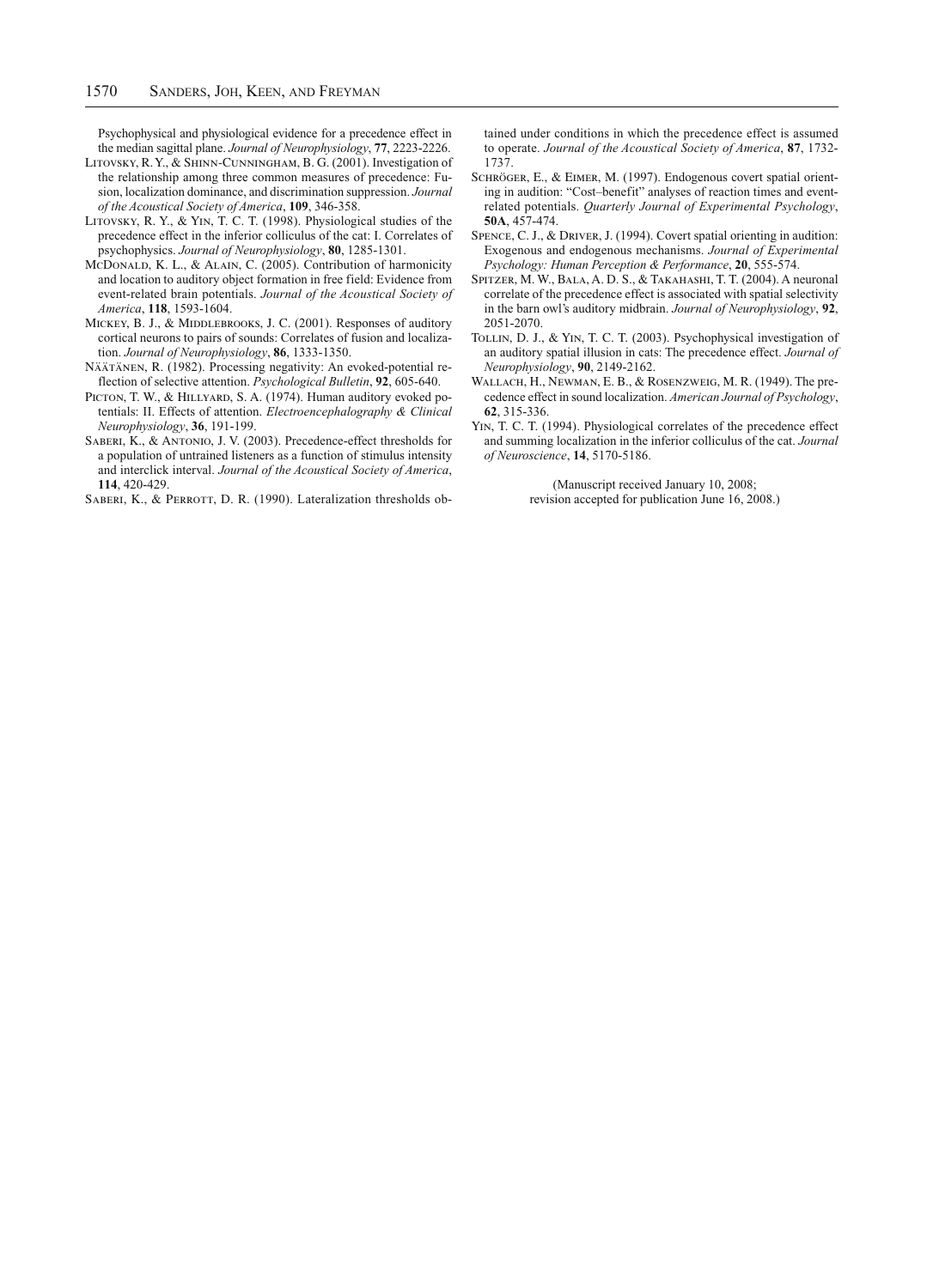Psychophysical and physiological evidence for a precedence effect in the median sagittal plane. *Journal of Neurophysiology*, **77**, 2223-2226.

Litovsky, R. Y., & Shinn-Cunningham, B. G. (2001). Investigation of the relationship among three common measures of precedence: Fusion, localization dominance, and discrimination suppression. *Journal of the Acoustical Society of America*, **109**, 346-358.

Litovsky, R. Y., & Yin, T. C. T. (1998). Physiological studies of the precedence effect in the inferior colliculus of the cat: I. Correlates of psychophysics. *Journal of Neurophysiology*, **80**, 1285-1301.

McDonald, K. L., & Alain, C. (2005). Contribution of harmonicity and location to auditory object formation in free field: Evidence from event-related brain potentials. *Journal of the Acoustical Society of America*, **118**, 1593-1604.

Mickey, B. J., & Middlebrooks, J. C. (2001). Responses of auditory cortical neurons to pairs of sounds: Correlates of fusion and localization. *Journal of Neurophysiology*, **86**, 1333-1350.

Näätänen, R. (1982). Processing negativity: An evoked-potential reflection of selective attention. *Psychological Bulletin*, **92**, 605-640.

Picton, T. W., & Hillyard, S. A. (1974). Human auditory evoked potentials: II. Effects of attention. *Electroencephalography & Clinical Neurophysiology*, **36**, 191-199.

Saberi, K., & Antonio, J. V. (2003). Precedence-effect thresholds for a population of untrained listeners as a function of stimulus intensity and interclick interval. *Journal of the Acoustical Society of America*, **114**, 420-429.

Saberi, K., & Perrott, D. R. (1990). Lateralization thresholds obtained under conditions in which the precedence effect is assumed to operate. *Journal of the Acoustical Society of America*, **87**, 1732-1737.

Schröger, E., & Eimer, M. (1997). Endogenous covert spatial orienting in audition: "Cost–benefit" analyses of reaction times and event-related potentials. *Quarterly Journal of Experimental Psychology*, **50A**, 457-474.

Spence, C. J., & Driver, J. (1994). Covert spatial orienting in audition: Exogenous and endogenous mechanisms. *Journal of Experimental Psychology: Human Perception & Performance*, **20**, 555-574.

Spitzer, M. W., Bala, A. D. S., & Takahashi, T. T. (2004). A neuronal correlate of the precedence effect is associated with spatial selectivity in the barn owl's auditory midbrain. *Journal of Neurophysiology*, **92**, 2051-2070.

Tollin, D. J., & Yin, T. C. T. (2003). Psychophysical investigation of an auditory spatial illusion in cats: The precedence effect. *Journal of Neurophysiology*, **90**, 2149-2162.

Wallach, H., Newman, E. B., & Rosenzweig, M. R. (1949). The precedence effect in sound localization. *American Journal of Psychology*, **62**, 315-336.

Yin, T. C. T. (1994). Physiological correlates of the precedence effect and summing localization in the inferior colliculus of the cat. *Journal of Neuroscience*, **14**, 5170-5186.

(Manuscript received January 10, 2008;
revision accepted for publication June 16, 2008.)